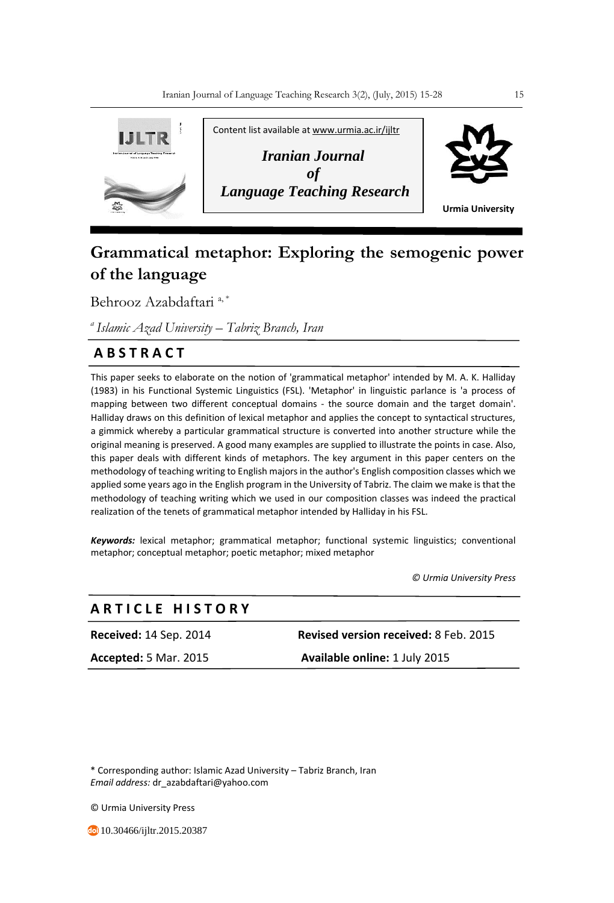Content list available at www.urmia.ac.ir/ijltr

***Iranian Journal of Language Teaching Research***

**Urmia University**

# Grammatical metaphor: Exploring the semogenic power of the language

Behrooz Azabdaftari [a, *]

[a] *Islamic Azad University – Tabriz Branch, Iran*

## ABSTRACT

This paper seeks to elaborate on the notion of 'grammatical metaphor' intended by M. A. K. Halliday (1983) in his Functional Systemic Linguistics (FSL). 'Metaphor' in linguistic parlance is 'a process of mapping between two different conceptual domains - the source domain and the target domain'. Halliday draws on this definition of lexical metaphor and applies the concept to syntactical structures, a gimmick whereby a particular grammatical structure is converted into another structure while the original meaning is preserved. A good many examples are supplied to illustrate the points in case. Also, this paper deals with different kinds of metaphors. The key argument in this paper centers on the methodology of teaching writing to English majors in the author's English composition classes which we applied some years ago in the English program in the University of Tabriz. The claim we make is that the methodology of teaching writing which we used in our composition classes was indeed the practical realization of the tenets of grammatical metaphor intended by Halliday in his FSL.

***Keywords:*** lexical metaphor; grammatical metaphor; functional systemic linguistics; conventional metaphor; conceptual metaphor; poetic metaphor; mixed metaphor

*© Urmia University Press*

## ARTICLE HISTORY

| | |
|---|---|
| **Received:** 14 Sep. 2014 | **Revised version received:** 8 Feb. 2015 |
| **Accepted:** 5 Mar. 2015 | **Available online:** 1 July 2015 |

\* Corresponding author: Islamic Azad University – Tabriz Branch, Iran
*Email address:* dr_azabdaftari@yahoo.com

© Urmia University Press

10.30466/ijltr.2015.20387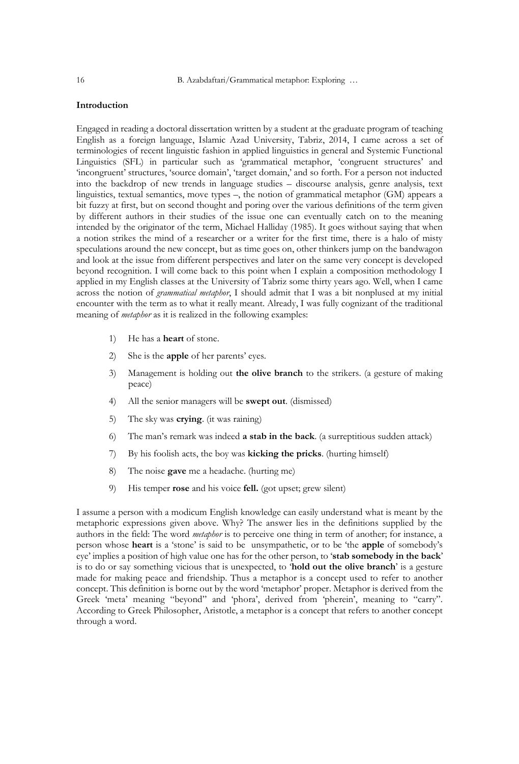## Introduction

Engaged in reading a doctoral dissertation written by a student at the graduate program of teaching English as a foreign language, Islamic Azad University, Tabriz, 2014, I came across a set of terminologies of recent linguistic fashion in applied linguistics in general and Systemic Functional Linguistics (SFL) in particular such as 'grammatical metaphor, 'congruent structures' and 'incongruent' structures, 'source domain', 'target domain,' and so forth. For a person not inducted into the backdrop of new trends in language studies – discourse analysis, genre analysis, text linguistics, textual semantics, move types –, the notion of grammatical metaphor (GM) appears a bit fuzzy at first, but on second thought and poring over the various definitions of the term given by different authors in their studies of the issue one can eventually catch on to the meaning intended by the originator of the term, Michael Halliday (1985). It goes without saying that when a notion strikes the mind of a researcher or a writer for the first time, there is a halo of misty speculations around the new concept, but as time goes on, other thinkers jump on the bandwagon and look at the issue from different perspectives and later on the same very concept is developed beyond recognition. I will come back to this point when I explain a composition methodology I applied in my English classes at the University of Tabriz some thirty years ago. Well, when I came across the notion of *grammatical metaphor*, I should admit that I was a bit nonplused at my initial encounter with the term as to what it really meant. Already, I was fully cognizant of the traditional meaning of *metaphor* as it is realized in the following examples:

1) He has a **heart** of stone.
2) She is the **apple** of her parents' eyes.
3) Management is holding out **the olive branch** to the strikers. (a gesture of making peace)
4) All the senior managers will be **swept out**. (dismissed)
5) The sky was **crying**. (it was raining)
6) The man's remark was indeed **a stab in the back**. (a surreptitious sudden attack)
7) By his foolish acts, the boy was **kicking the pricks**. (hurting himself)
8) The noise **gave** me a headache. (hurting me)
9) His temper **rose** and his voice **fell.** (got upset; grew silent)

I assume a person with a modicum English knowledge can easily understand what is meant by the metaphoric expressions given above. Why? The answer lies in the definitions supplied by the authors in the field: The word *metaphor* is to perceive one thing in term of another; for instance, a person whose **heart** is a 'stone' is said to be unsympathetic, or to be 'the **apple** of somebody's eye' implies a position of high value one has for the other person, to '**stab somebody in the back**' is to do or say something vicious that is unexpected, to '**hold out the olive branch**' is a gesture made for making peace and friendship. Thus a metaphor is a concept used to refer to another concept. This definition is borne out by the word 'metaphor' proper. Metaphor is derived from the Greek 'meta' meaning "beyond" and 'phora', derived from 'pherein', meaning to "carry". According to Greek Philosopher, Aristotle, a metaphor is a concept that refers to another concept through a word.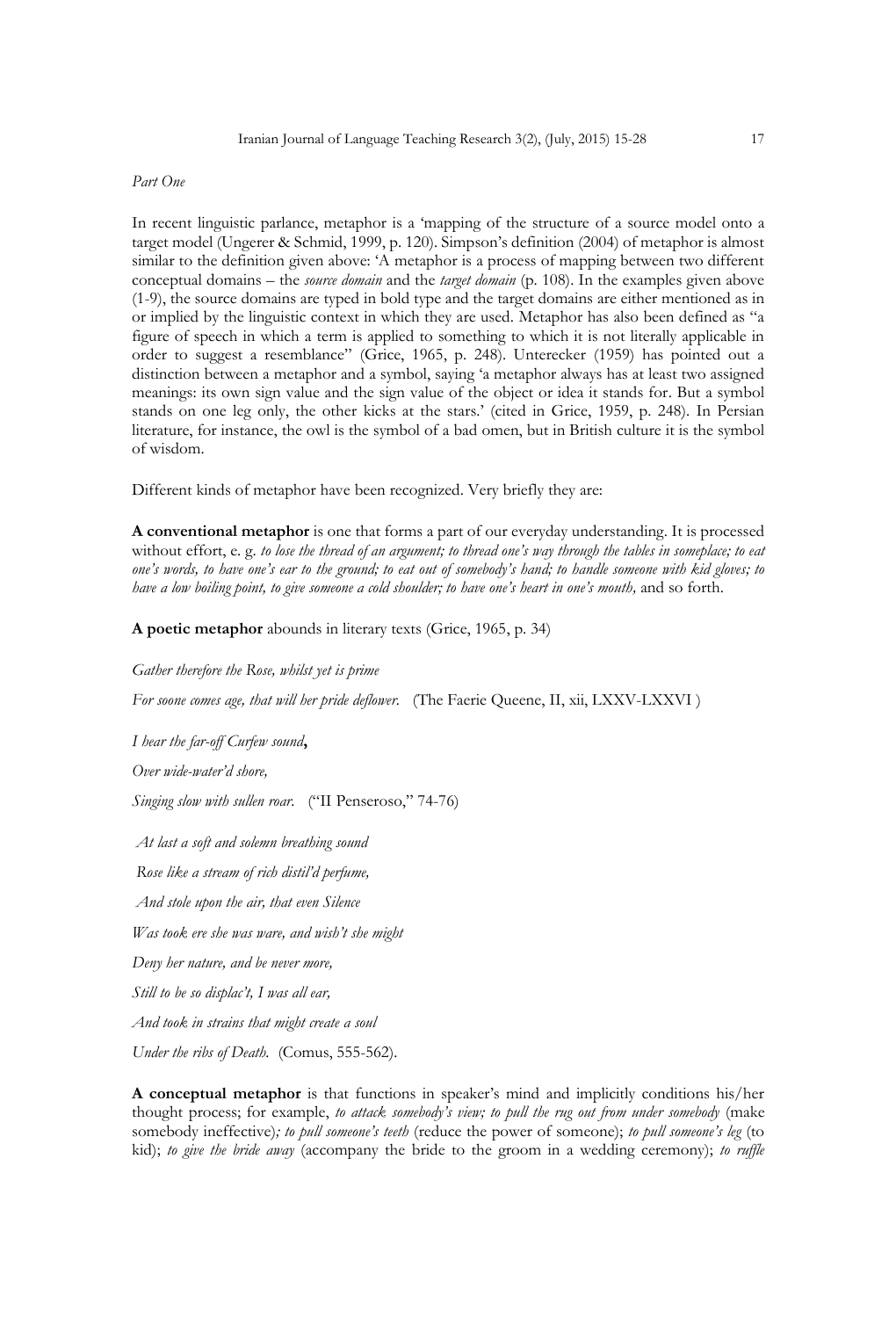*Part One*

In recent linguistic parlance, metaphor is a 'mapping of the structure of a source model onto a target model (Ungerer & Schmid, 1999, p. 120). Simpson's definition (2004) of metaphor is almost similar to the definition given above: 'A metaphor is a process of mapping between two different conceptual domains – the *source domain* and the *target domain* (p. 108). In the examples given above (1-9), the source domains are typed in bold type and the target domains are either mentioned as in or implied by the linguistic context in which they are used. Metaphor has also been defined as "a figure of speech in which a term is applied to something to which it is not literally applicable in order to suggest a resemblance" (Grice, 1965, p. 248). Unterecker (1959) has pointed out a distinction between a metaphor and a symbol, saying 'a metaphor always has at least two assigned meanings: its own sign value and the sign value of the object or idea it stands for. But a symbol stands on one leg only, the other kicks at the stars.' (cited in Grice, 1959, p. 248). In Persian literature, for instance, the owl is the symbol of a bad omen, but in British culture it is the symbol of wisdom.

Different kinds of metaphor have been recognized. Very briefly they are:

**A conventional metaphor** is one that forms a part of our everyday understanding. It is processed without effort, e. g. *to lose the thread of an argument; to thread one's way through the tables in someplace; to eat one's words, to have one's ear to the ground; to eat out of somebody's hand; to handle someone with kid gloves; to have a low boiling point, to give someone a cold shoulder; to have one's heart in one's mouth,* and so forth.

**A poetic metaphor** abounds in literary texts (Grice, 1965, p. 34)

*Gather therefore the Rose, whilst yet is prime*

*For soone comes age, that will her pride deflower.* (The Faerie Queene, II, xii, LXXV-LXXVI )

*I hear the far-off Curfew sound***,**

*Over wide-water'd shore,*

*Singing slow with sullen roar.* ("II Penseroso," 74-76)

*At last a soft and solemn breathing sound*

*Rose like a stream of rich distil'd perfume,*

*And stole upon the air, that even Silence*

*Was took ere she was ware, and wish't she might*

*Deny her nature, and be never more,*

*Still to be so displac't, I was all ear,*

*And took in strains that might create a soul*

*Under the ribs of Death.* (Comus, 555-562).

**A conceptual metaphor** is that functions in speaker's mind and implicitly conditions his/her thought process; for example, *to attack somebody's view; to pull the rug out from under somebody* (make somebody ineffective)*; to pull someone's teeth* (reduce the power of someone); *to pull someone's leg* (to kid); *to give the bride away* (accompany the bride to the groom in a wedding ceremony); *to ruffle*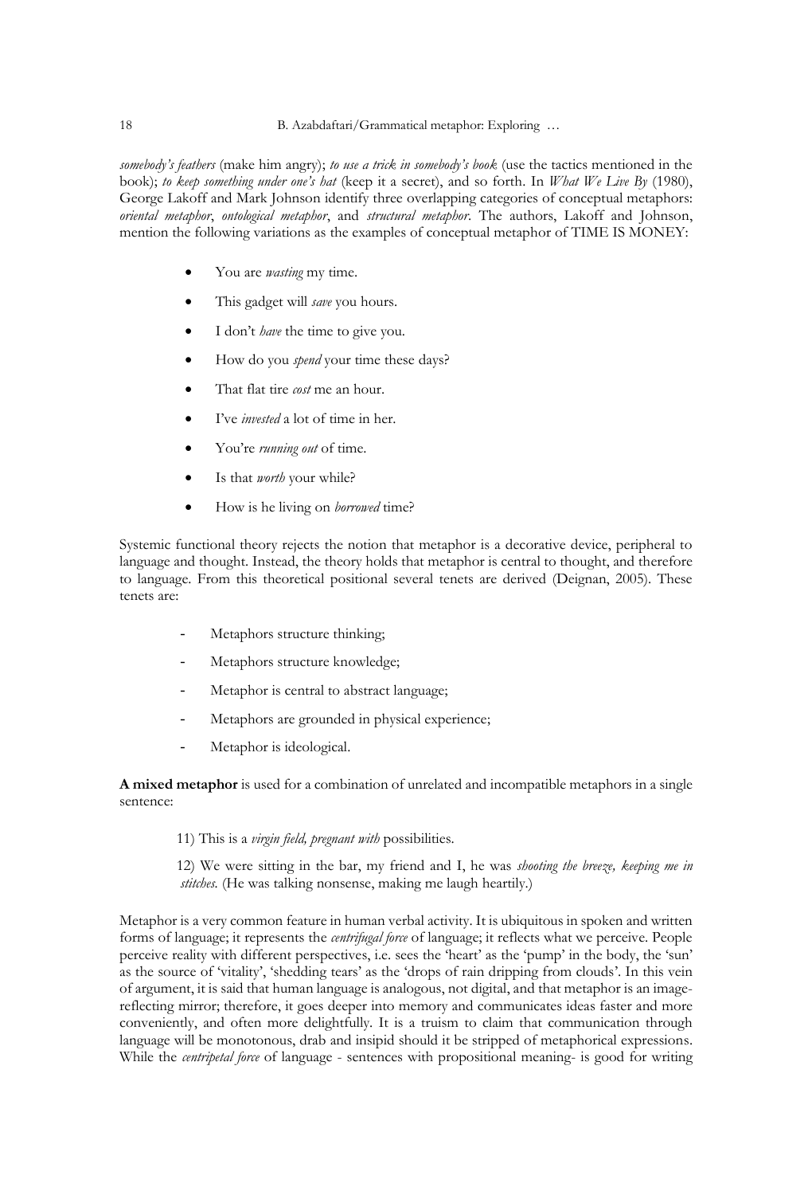*somebody's feathers* (make him angry); *to use a trick in somebody's book* (use the tactics mentioned in the book); *to keep something under one's hat* (keep it a secret), and so forth. In *What We Live By* (1980), George Lakoff and Mark Johnson identify three overlapping categories of conceptual metaphors: *oriental metaphor*, *ontological metaphor*, and *structural metaphor*. The authors, Lakoff and Johnson, mention the following variations as the examples of conceptual metaphor of TIME IS MONEY:

- You are *wasting* my time.
- This gadget will *save* you hours.
- I don't *have* the time to give you.
- How do you *spend* your time these days?
- That flat tire *cost* me an hour.
- I've *invested* a lot of time in her.
- You're *running out* of time.
- Is that *worth* your while?
- How is he living on *borrowed* time?

Systemic functional theory rejects the notion that metaphor is a decorative device, peripheral to language and thought. Instead, the theory holds that metaphor is central to thought, and therefore to language. From this theoretical positional several tenets are derived (Deignan, 2005). These tenets are:

- Metaphors structure thinking;
- Metaphors structure knowledge;
- Metaphor is central to abstract language;
- Metaphors are grounded in physical experience;
- Metaphor is ideological.

**A mixed metaphor** is used for a combination of unrelated and incompatible metaphors in a single sentence:

11) This is a *virgin field, pregnant with* possibilities.

12) We were sitting in the bar, my friend and I, he was *shooting the breeze, keeping me in stitches.* (He was talking nonsense, making me laugh heartily.)

Metaphor is a very common feature in human verbal activity. It is ubiquitous in spoken and written forms of language; it represents the *centrifugal force* of language; it reflects what we perceive. People perceive reality with different perspectives, i.e. sees the 'heart' as the 'pump' in the body, the 'sun' as the source of 'vitality', 'shedding tears' as the 'drops of rain dripping from clouds'. In this vein of argument, it is said that human language is analogous, not digital, and that metaphor is an image-reflecting mirror; therefore, it goes deeper into memory and communicates ideas faster and more conveniently, and often more delightfully. It is a truism to claim that communication through language will be monotonous, drab and insipid should it be stripped of metaphorical expressions. While the *centripetal force* of language - sentences with propositional meaning- is good for writing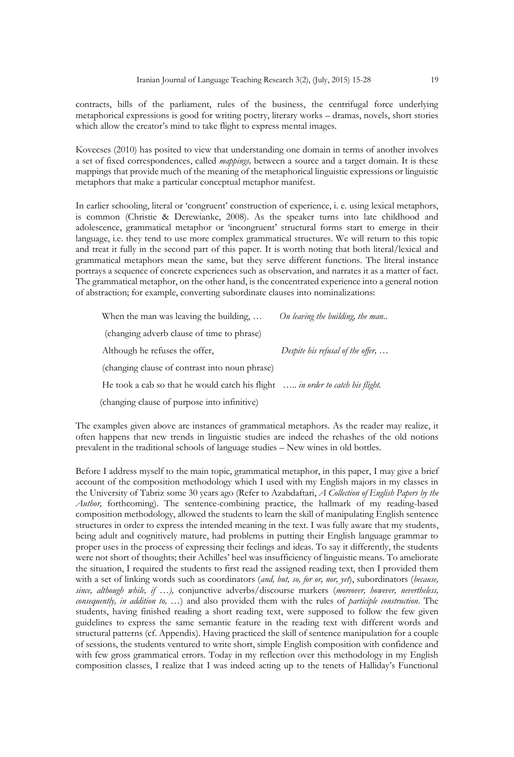contracts, bills of the parliament, rules of the business, the centrifugal force underlying metaphorical expressions is good for writing poetry, literary works – dramas, novels, short stories which allow the creator's mind to take flight to express mental images.

Kovecses (2010) has posited to view that understanding one domain in terms of another involves a set of fixed correspondences, called *mappings,* between a source and a target domain. It is these mappings that provide much of the meaning of the metaphorical linguistic expressions or linguistic metaphors that make a particular conceptual metaphor manifest.

In earlier schooling, literal or 'congruent' construction of experience, i. e. using lexical metaphors, is common (Christie & Derewianke, 2008). As the speaker turns into late childhood and adolescence, grammatical metaphor or 'incongruent' structural forms start to emerge in their language, i.e. they tend to use more complex grammatical structures. We will return to this topic and treat it fully in the second part of this paper. It is worth noting that both literal/lexical and grammatical metaphors mean the same, but they serve different functions. The literal instance portrays a sequence of concrete experiences such as observation, and narrates it as a matter of fact. The grammatical metaphor, on the other hand, is the concentrated experience into a general notion of abstraction; for example, converting subordinate clauses into nominalizations:

When the man was leaving the building, … *On leaving the building, the man..*

(changing adverb clause of time to phrase)

Although he refuses the offer, *Despite his refusal of the offer, …*

(changing clause of contrast into noun phrase)

He took a cab so that he would catch his flight ….. *in order to catch his flight.*

(changing clause of purpose into infinitive)

The examples given above are instances of grammatical metaphors. As the reader may realize, it often happens that new trends in linguistic studies are indeed the rehashes of the old notions prevalent in the traditional schools of language studies – New wines in old bottles.

Before I address myself to the main topic, grammatical metaphor, in this paper, I may give a brief account of the composition methodology which I used with my English majors in my classes in the University of Tabriz some 30 years ago (Refer to Azabdaftari, *A Collection of English Papers by the Author,* forthcoming). The sentence-combining practice, the hallmark of my reading-based composition methodology, allowed the students to learn the skill of manipulating English sentence structures in order to express the intended meaning in the text. I was fully aware that my students, being adult and cognitively mature, had problems in putting their English language grammar to proper uses in the process of expressing their feelings and ideas. To say it differently, the students were not short of thoughts; their Achilles' heel was insufficiency of linguistic means. To ameliorate the situation, I required the students to first read the assigned reading text, then I provided them with a set of linking words such as coordinators (*and, but, so, for or, nor, yet*), subordinators (*because, since, although while, if …),* conjunctive adverbs/discourse markers (*moreover, however, nevertheless, consequently, in addition to,* …) and also provided them with the rules of *participle construction*. The students, having finished reading a short reading text, were supposed to follow the few given guidelines to express the same semantic feature in the reading text with different words and structural patterns (cf. Appendix). Having practiced the skill of sentence manipulation for a couple of sessions, the students ventured to write short, simple English composition with confidence and with few gross grammatical errors. Today in my reflection over this methodology in my English composition classes, I realize that I was indeed acting up to the tenets of Halliday's Functional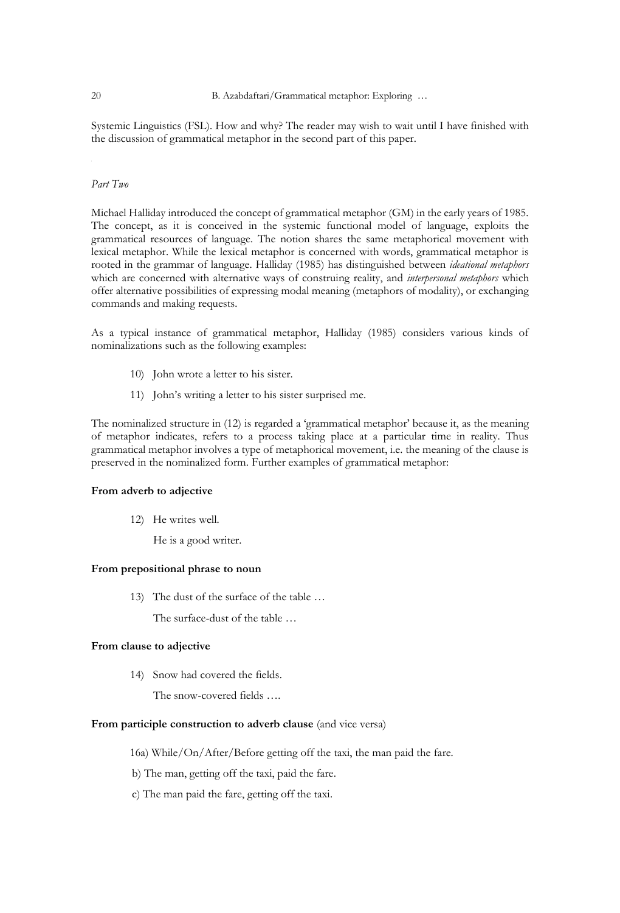Systemic Linguistics (FSL). How and why? The reader may wish to wait until I have finished with the discussion of grammatical metaphor in the second part of this paper.

*Part Two*

Michael Halliday introduced the concept of grammatical metaphor (GM) in the early years of 1985. The concept, as it is conceived in the systemic functional model of language, exploits the grammatical resources of language. The notion shares the same metaphorical movement with lexical metaphor. While the lexical metaphor is concerned with words, grammatical metaphor is rooted in the grammar of language. Halliday (1985) has distinguished between *ideational metaphors* which are concerned with alternative ways of construing reality, and *interpersonal metaphors* which offer alternative possibilities of expressing modal meaning (metaphors of modality), or exchanging commands and making requests.

As a typical instance of grammatical metaphor, Halliday (1985) considers various kinds of nominalizations such as the following examples:

10) John wrote a letter to his sister.

11) John's writing a letter to his sister surprised me.

The nominalized structure in (12) is regarded a 'grammatical metaphor' because it, as the meaning of metaphor indicates, refers to a process taking place at a particular time in reality. Thus grammatical metaphor involves a type of metaphorical movement, i.e. the meaning of the clause is preserved in the nominalized form. Further examples of grammatical metaphor:

**From adverb to adjective**

12) He writes well.

    He is a good writer.

**From prepositional phrase to noun**

13) The dust of the surface of the table …

    The surface-dust of the table …

**From clause to adjective**

14) Snow had covered the fields.

    The snow-covered fields ….

**From participle construction to adverb clause** (and vice versa)

16a) While/On/After/Before getting off the taxi, the man paid the fare.

b) The man, getting off the taxi, paid the fare.

c) The man paid the fare, getting off the taxi.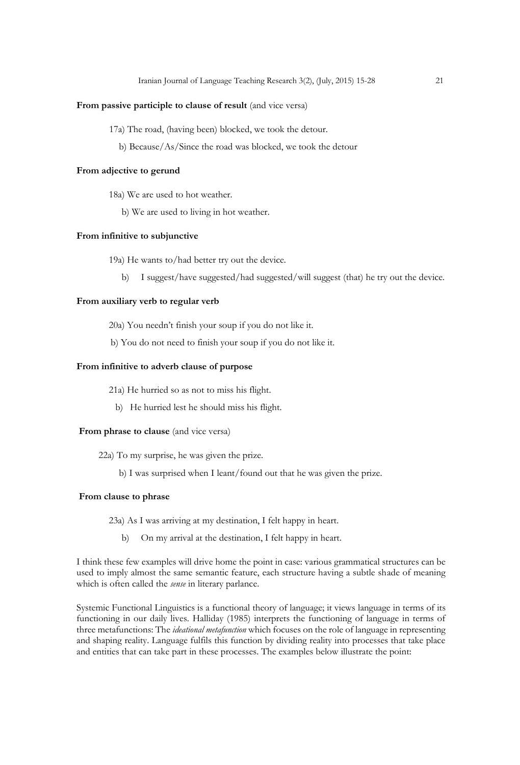**From passive participle to clause of result** (and vice versa)

17a) The road, (having been) blocked, we took the detour.

b) Because/As/Since the road was blocked, we took the detour

**From adjective to gerund**

18a) We are used to hot weather.

b) We are used to living in hot weather.

**From infinitive to subjunctive**

19a) He wants to/had better try out the device.

b) I suggest/have suggested/had suggested/will suggest (that) he try out the device.

**From auxiliary verb to regular verb**

20a) You needn't finish your soup if you do not like it.

b) You do not need to finish your soup if you do not like it.

**From infinitive to adverb clause of purpose**

21a) He hurried so as not to miss his flight.

b) He hurried lest he should miss his flight.

**From phrase to clause** (and vice versa)

22a) To my surprise, he was given the prize.

b) I was surprised when I leant/found out that he was given the prize.

**From clause to phrase**

23a) As I was arriving at my destination, I felt happy in heart.

b) On my arrival at the destination, I felt happy in heart.

I think these few examples will drive home the point in case: various grammatical structures can be used to imply almost the same semantic feature, each structure having a subtle shade of meaning which is often called the *sense* in literary parlance.

Systemic Functional Linguistics is a functional theory of language; it views language in terms of its functioning in our daily lives. Halliday (1985) interprets the functioning of language in terms of three metafunctions: The *ideational metafunction* which focuses on the role of language in representing and shaping reality. Language fulfils this function by dividing reality into processes that take place and entities that can take part in these processes. The examples below illustrate the point: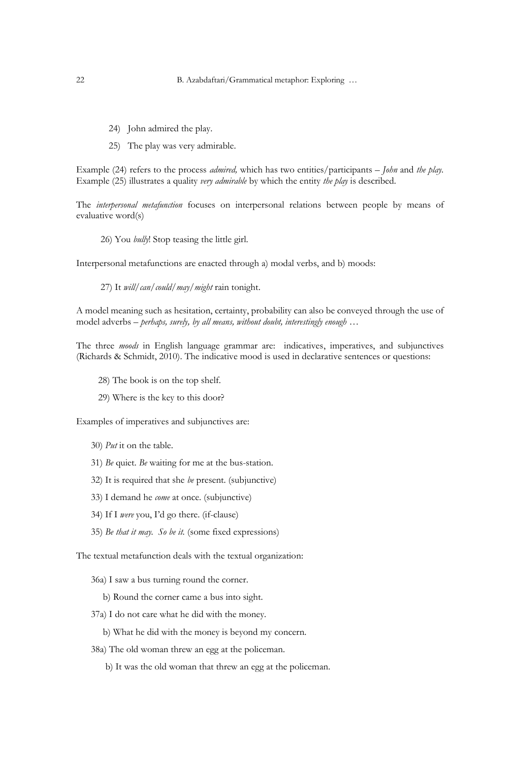24) John admired the play.

25) The play was very admirable.

Example (24) refers to the process *admired,* which has two entities/participants – *John* and *the play.* Example (25) illustrates a quality *very admirable* by which the entity *the play* is described.

The *interpersonal metafunction* focuses on interpersonal relations between people by means of evaluative word(s)

26) You *bully*! Stop teasing the little girl.

Interpersonal metafunctions are enacted through a) modal verbs, and b) moods:

27) It *will/can/could/may/might* rain tonight.

A model meaning such as hesitation, certainty, probability can also be conveyed through the use of model adverbs – *perhaps, surely, by all means, without doubt, interestingly enough …*

The three *moods* in English language grammar are: indicatives, imperatives, and subjunctives (Richards & Schmidt, 2010). The indicative mood is used in declarative sentences or questions:

28) The book is on the top shelf.

29) Where is the key to this door?

Examples of imperatives and subjunctives are:

30) *Put* it on the table.

31) *Be* quiet. *Be* waiting for me at the bus-station.

32) It is required that she *be* present. (subjunctive)

33) I demand he *come* at once. (subjunctive)

34) If I *were* you, I'd go there. (if-clause)

35) *Be that it may. So be it.* (some fixed expressions)

The textual metafunction deals with the textual organization:

36a) I saw a bus turning round the corner.

b) Round the corner came a bus into sight.

37a) I do not care what he did with the money.

b) What he did with the money is beyond my concern.

38a) The old woman threw an egg at the policeman.

b) It was the old woman that threw an egg at the policeman.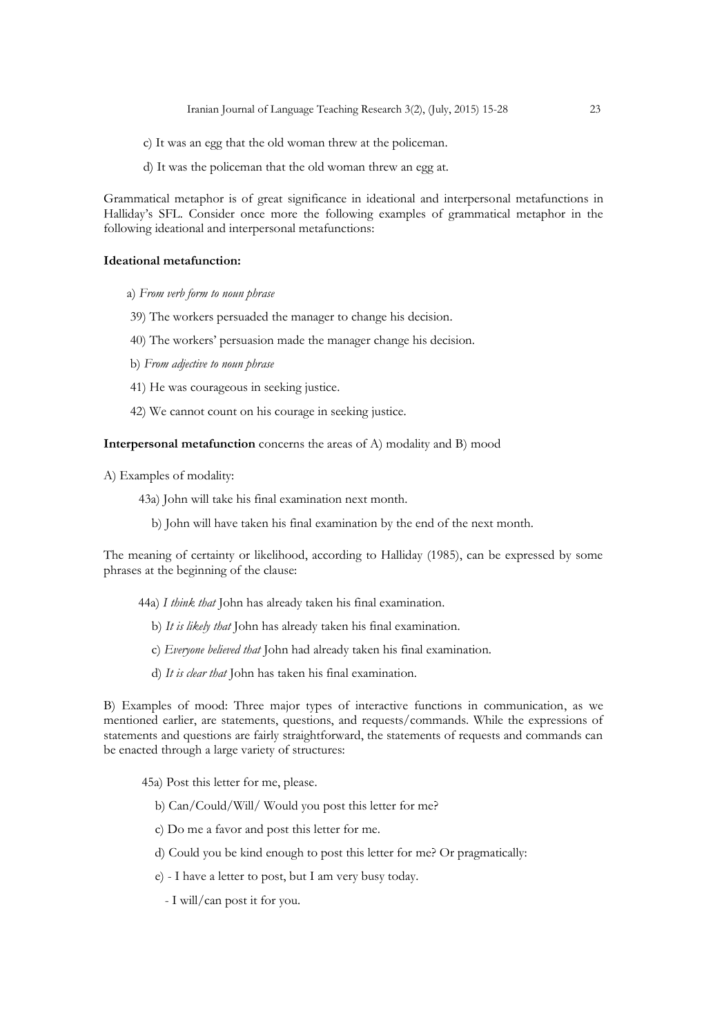c) It was an egg that the old woman threw at the policeman.

d) It was the policeman that the old woman threw an egg at.

Grammatical metaphor is of great significance in ideational and interpersonal metafunctions in Halliday's SFL. Consider once more the following examples of grammatical metaphor in the following ideational and interpersonal metafunctions:

**Ideational metafunction:**

a) *From verb form to noun phrase*

39) The workers persuaded the manager to change his decision.

40) The workers' persuasion made the manager change his decision.

b) *From adjective to noun phrase*

41) He was courageous in seeking justice.

42) We cannot count on his courage in seeking justice.

**Interpersonal metafunction** concerns the areas of A) modality and B) mood

A) Examples of modality:

43a) John will take his final examination next month.

b) John will have taken his final examination by the end of the next month.

The meaning of certainty or likelihood, according to Halliday (1985), can be expressed by some phrases at the beginning of the clause:

44a) *I think that* John has already taken his final examination.

b) *It is likely that* John has already taken his final examination.

c) *Everyone believed that* John had already taken his final examination.

d) *It is clear that* John has taken his final examination.

B) Examples of mood: Three major types of interactive functions in communication, as we mentioned earlier, are statements, questions, and requests/commands. While the expressions of statements and questions are fairly straightforward, the statements of requests and commands can be enacted through a large variety of structures:

45a) Post this letter for me, please.

b) Can/Could/Will/ Would you post this letter for me?

c) Do me a favor and post this letter for me.

d) Could you be kind enough to post this letter for me? Or pragmatically:

e) - I have a letter to post, but I am very busy today.

- I will/can post it for you.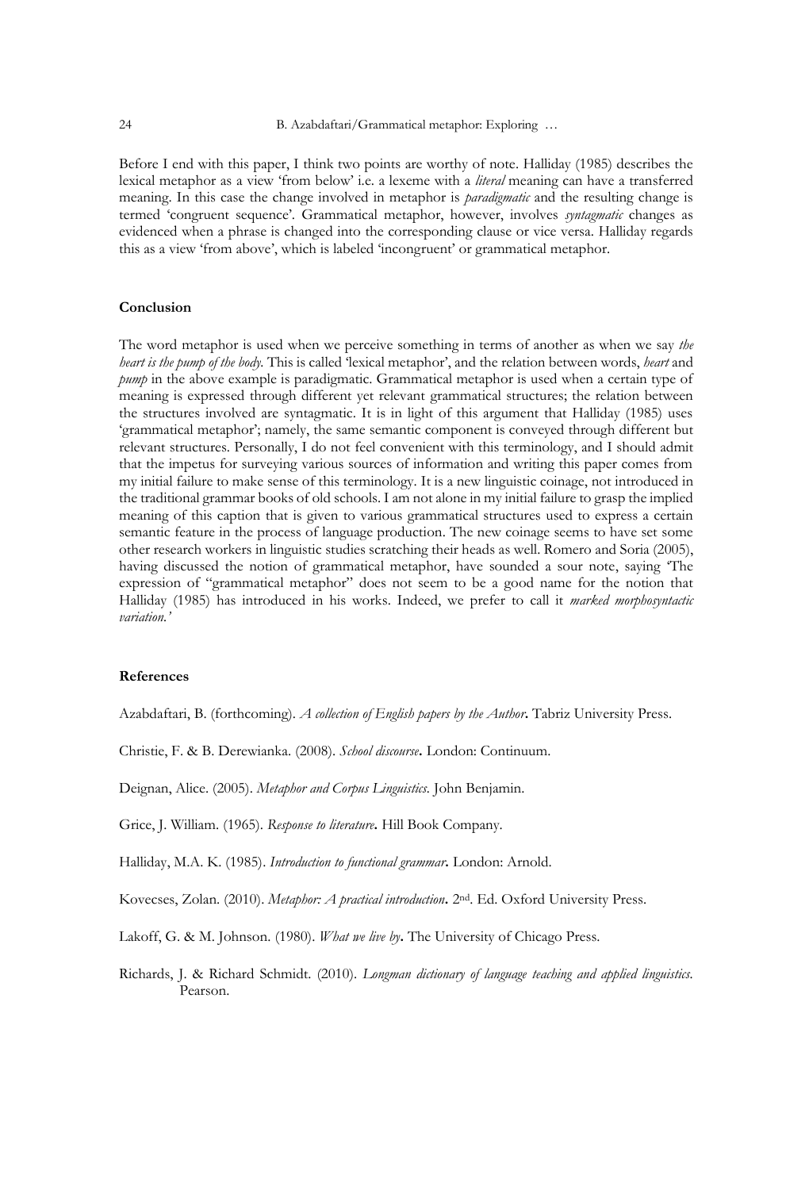Before I end with this paper, I think two points are worthy of note. Halliday (1985) describes the lexical metaphor as a view 'from below' i.e. a lexeme with a *literal* meaning can have a transferred meaning. In this case the change involved in metaphor is *paradigmatic* and the resulting change is termed 'congruent sequence'. Grammatical metaphor, however, involves *syntagmatic* changes as evidenced when a phrase is changed into the corresponding clause or vice versa. Halliday regards this as a view 'from above', which is labeled 'incongruent' or grammatical metaphor.

## Conclusion

The word metaphor is used when we perceive something in terms of another as when we say *the heart is the pump of the body.* This is called 'lexical metaphor', and the relation between words, *heart* and *pump* in the above example is paradigmatic. Grammatical metaphor is used when a certain type of meaning is expressed through different yet relevant grammatical structures; the relation between the structures involved are syntagmatic. It is in light of this argument that Halliday (1985) uses 'grammatical metaphor'; namely, the same semantic component is conveyed through different but relevant structures. Personally, I do not feel convenient with this terminology, and I should admit that the impetus for surveying various sources of information and writing this paper comes from my initial failure to make sense of this terminology. It is a new linguistic coinage, not introduced in the traditional grammar books of old schools. I am not alone in my initial failure to grasp the implied meaning of this caption that is given to various grammatical structures used to express a certain semantic feature in the process of language production. The new coinage seems to have set some other research workers in linguistic studies scratching their heads as well. Romero and Soria (2005), having discussed the notion of grammatical metaphor, have sounded a sour note, saying 'The expression of "grammatical metaphor" does not seem to be a good name for the notion that Halliday (1985) has introduced in his works. Indeed, we prefer to call it *marked morphosyntactic variation.'*

## References

Azabdaftari, B. (forthcoming). *A collection of English papers by the Author***.** Tabriz University Press.

Christie, F. & B. Derewianka. (2008). *School discourse***.** London: Continuum.

Deignan, Alice. (2005). *Metaphor and Corpus Linguistics.* John Benjamin.

Grice, J. William. (1965). *Response to literature***.** Hill Book Company.

Halliday, M.A. K. (1985). *Introduction to functional grammar***.** London: Arnold.

Kovecses, Zolan. (2010). *Metaphor: A practical introduction***.** 2nd. Ed. Oxford University Press.

Lakoff, G. & M. Johnson. (1980). *What we live by***.** The University of Chicago Press.

Richards, J. & Richard Schmidt. (2010). *Longman dictionary of language teaching and applied linguistics.* Pearson.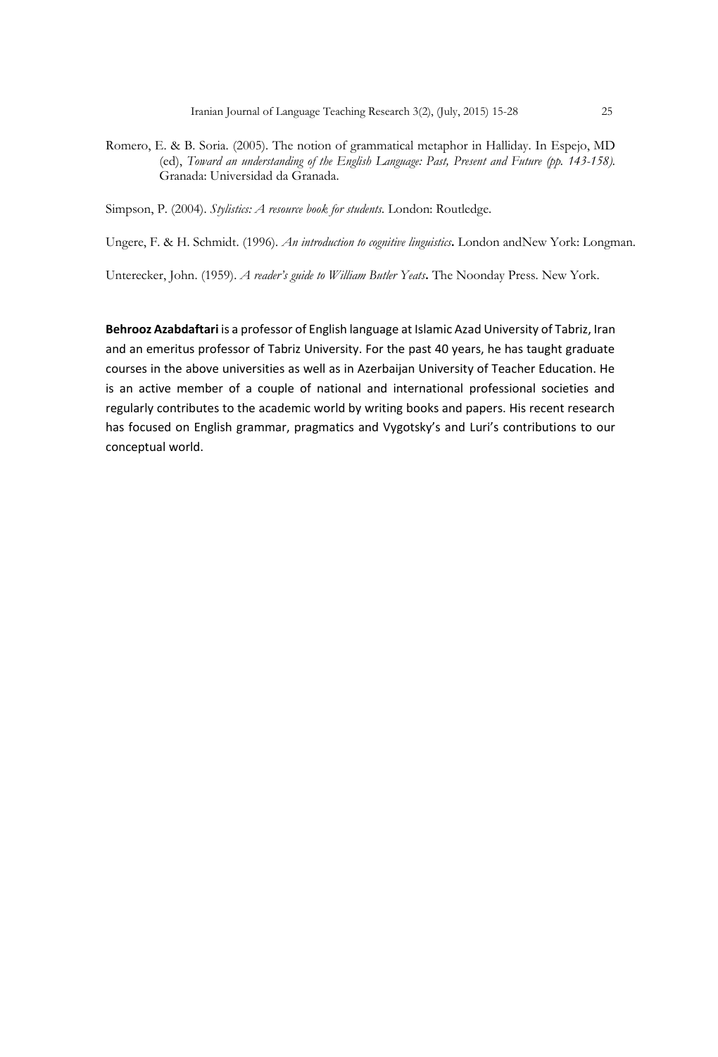Romero, E. & B. Soria. (2005). The notion of grammatical metaphor in Halliday. In Espejo, MD (ed), *Toward an understanding of the English Language: Past, Present and Future (pp. 143-158).* Granada: Universidad da Granada.

Simpson, P. (2004). *Stylistics: A resource book for students*. London: Routledge.

Ungere, F. & H. Schmidt. (1996). *An introduction to cognitive linguistics***.** London andNew York: Longman.

Unterecker, John. (1959). *A reader's guide to William Butler Yeats***.** The Noonday Press. New York.

**Behrooz Azabdaftari** is a professor of English language at Islamic Azad University of Tabriz, Iran and an emeritus professor of Tabriz University. For the past 40 years, he has taught graduate courses in the above universities as well as in Azerbaijan University of Teacher Education. He is an active member of a couple of national and international professional societies and regularly contributes to the academic world by writing books and papers. His recent research has focused on English grammar, pragmatics and Vygotsky's and Luri's contributions to our conceptual world.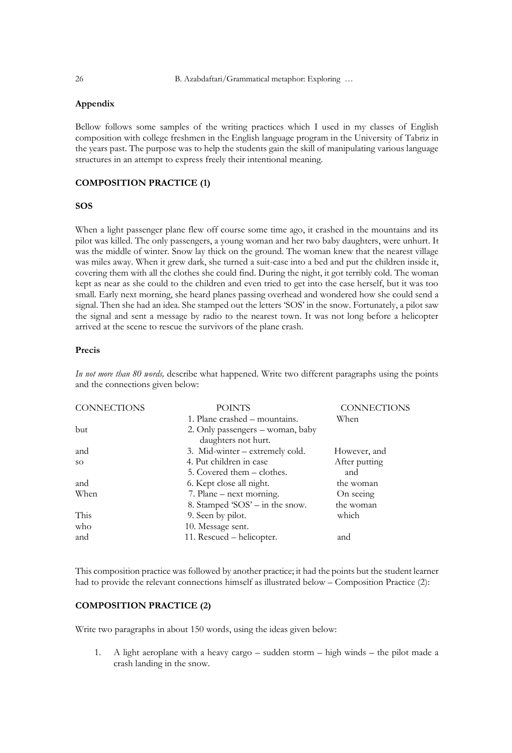## Appendix

Bellow follows some samples of the writing practices which I used in my classes of English composition with college freshmen in the English language program in the University of Tabriz in the years past. The purpose was to help the students gain the skill of manipulating various language structures in an attempt to express freely their intentional meaning.

### COMPOSITION PRACTICE (1)

#### SOS

When a light passenger plane flew off course some time ago, it crashed in the mountains and its pilot was killed. The only passengers, a young woman and her two baby daughters, were unhurt. It was the middle of winter. Snow lay thick on the ground. The woman knew that the nearest village was miles away. When it grew dark, she turned a suit-case into a bed and put the children inside it, covering them with all the clothes she could find. During the night, it got terribly cold. The woman kept as near as she could to the children and even tried to get into the case herself, but it was too small. Early next morning, she heard planes passing overhead and wondered how she could send a signal. Then she had an idea. She stamped out the letters 'SOS' in the snow. Fortunately, a pilot saw the signal and sent a message by radio to the nearest town. It was not long before a helicopter arrived at the scene to rescue the survivors of the plane crash.

#### Precis

*In not more than 80 words,* describe what happened. Write two different paragraphs using the points and the connections given below:

| CONNECTIONS | POINTS | CONNECTIONS |
|---|---|---|
| | 1. Plane crashed – mountains. | When |
| but | 2. Only passengers – woman, baby daughters not hurt. | |
| and | 3. Mid-winter – extremely cold. | However, and |
| so | 4. Put children in case | After putting |
| | 5. Covered them – clothes. | and |
| and | 6. Kept close all night. | the woman |
| When | 7. Plane – next morning. | On seeing |
| | 8. Stamped 'SOS' – in the snow. | the woman |
| This | 9. Seen by pilot. | which |
| who | 10. Message sent. | |
| and | 11. Rescued – helicopter. | and |

This composition practice was followed by another practice; it had the points but the student learner had to provide the relevant connections himself as illustrated below – Composition Practice (2):

### COMPOSITION PRACTICE (2)

Write two paragraphs in about 150 words, using the ideas given below:

1. A light aeroplane with a heavy cargo – sudden storm – high winds – the pilot made a crash landing in the snow.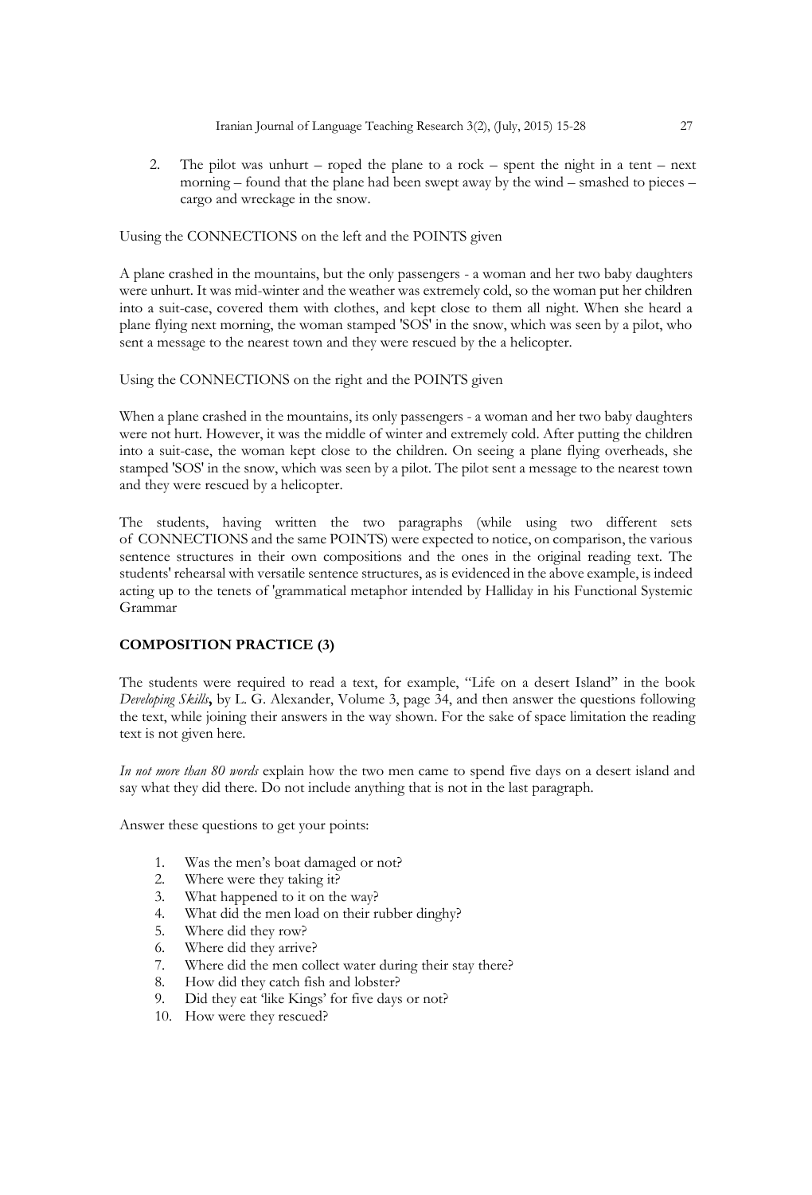2. The pilot was unhurt – roped the plane to a rock – spent the night in a tent – next morning – found that the plane had been swept away by the wind – smashed to pieces – cargo and wreckage in the snow.

Uusing the CONNECTIONS on the left and the POINTS given

A plane crashed in the mountains, but the only passengers - a woman and her two baby daughters were unhurt. It was mid-winter and the weather was extremely cold, so the woman put her children into a suit-case, covered them with clothes, and kept close to them all night. When she heard a plane flying next morning, the woman stamped 'SOS' in the snow, which was seen by a pilot, who sent a message to the nearest town and they were rescued by the a helicopter.

Using the CONNECTIONS on the right and the POINTS given

When a plane crashed in the mountains, its only passengers - a woman and her two baby daughters were not hurt. However, it was the middle of winter and extremely cold. After putting the children into a suit-case, the woman kept close to the children. On seeing a plane flying overheads, she stamped 'SOS' in the snow, which was seen by a pilot. The pilot sent a message to the nearest town and they were rescued by a helicopter.

The students, having written the two paragraphs (while using two different sets of CONNECTIONS and the same POINTS) were expected to notice, on comparison, the various sentence structures in their own compositions and the ones in the original reading text. The students' rehearsal with versatile sentence structures, as is evidenced in the above example, is indeed acting up to the tenets of 'grammatical metaphor intended by Halliday in his Functional Systemic Grammar

**COMPOSITION PRACTICE (3)**

The students were required to read a text, for example, "Life on a desert Island" in the book *Developing Skills***,** by L. G. Alexander, Volume 3, page 34, and then answer the questions following the text, while joining their answers in the way shown. For the sake of space limitation the reading text is not given here.

*In not more than 80 words* explain how the two men came to spend five days on a desert island and say what they did there. Do not include anything that is not in the last paragraph.

Answer these questions to get your points:

1. Was the men's boat damaged or not?
2. Where were they taking it?
3. What happened to it on the way?
4. What did the men load on their rubber dinghy?
5. Where did they row?
6. Where did they arrive?
7. Where did the men collect water during their stay there?
8. How did they catch fish and lobster?
9. Did they eat 'like Kings' for five days or not?
10. How were they rescued?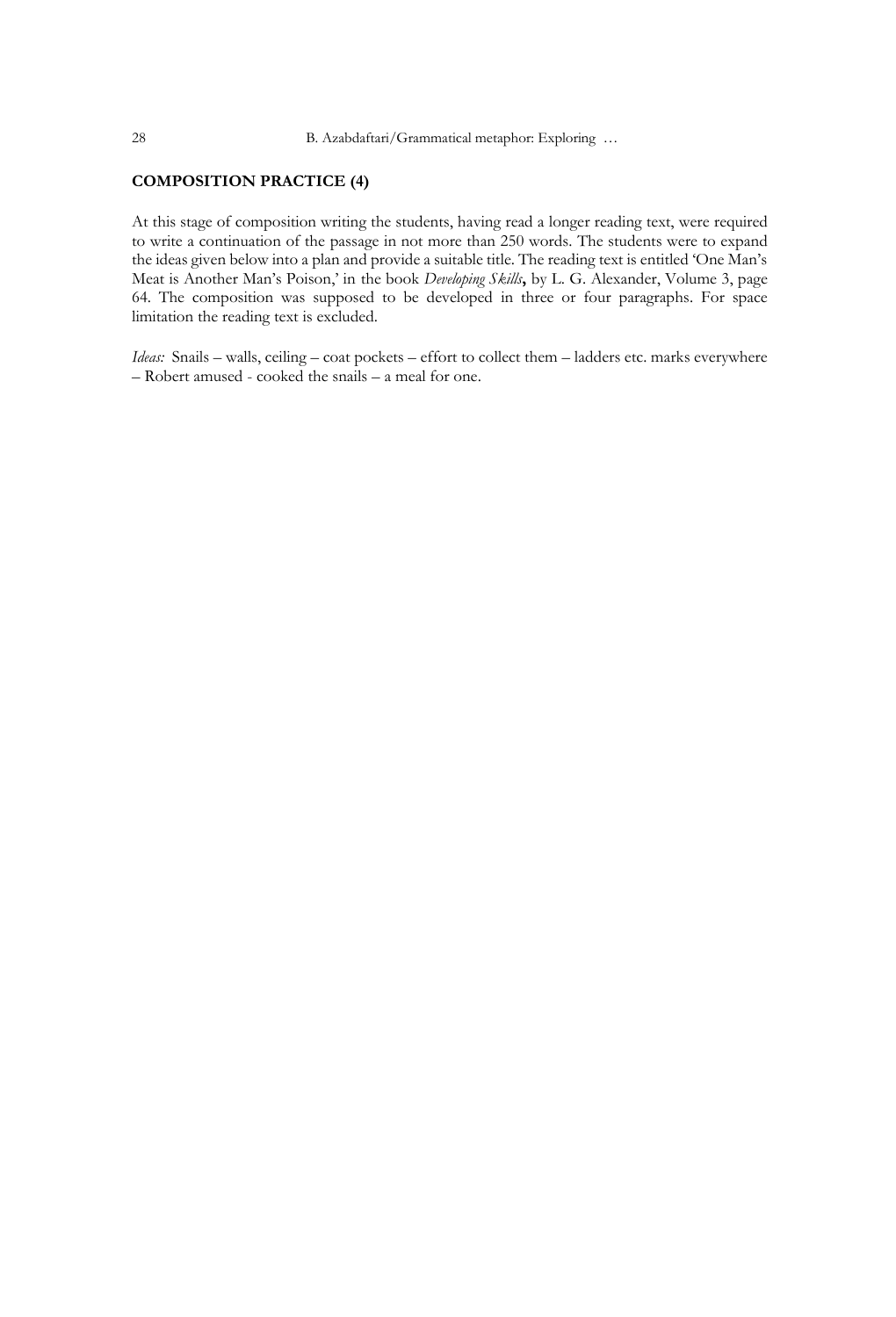## COMPOSITION PRACTICE (4)

At this stage of composition writing the students, having read a longer reading text, were required to write a continuation of the passage in not more than 250 words. The students were to expand the ideas given below into a plan and provide a suitable title. The reading text is entitled 'One Man's Meat is Another Man's Poison,' in the book *Developing Skills***,** by L. G. Alexander, Volume 3, page 64. The composition was supposed to be developed in three or four paragraphs. For space limitation the reading text is excluded.

*Ideas:* Snails – walls, ceiling – coat pockets – effort to collect them – ladders etc. marks everywhere – Robert amused - cooked the snails – a meal for one.